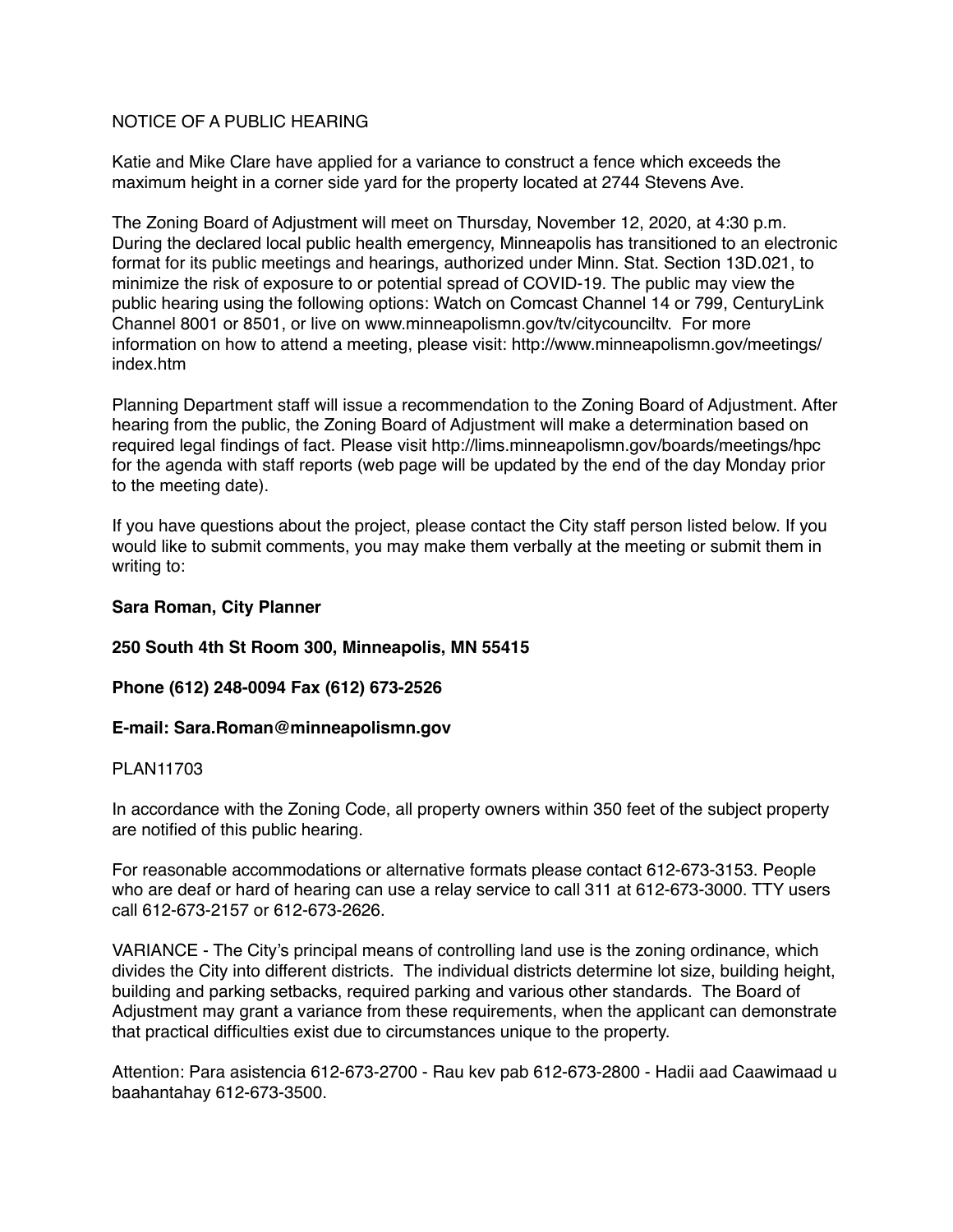NOTICE OF A PUBLIC HEARING

Katie and Mike Clare have applied for a variance to construct a fence which exceeds the maximum height in a corner side yard for the property located at 2744 Stevens Ave.

The Zoning Board of Adjustment will meet on Thursday, November 12, 2020, at 4:30 p.m. During the declared local public health emergency, Minneapolis has transitioned to an electronic format for its public meetings and hearings, authorized under Minn. Stat. Section 13D.021, to minimize the risk of exposure to or potential spread of COVID-19. The public may view the public hearing using the following options: Watch on Comcast Channel 14 or 799, CenturyLink Channel 8001 or 8501, or live on www.minneapolismn.gov/tv/citycounciltv. For more information on how to attend a meeting, please visit: http://www.minneapolismn.gov/meetings/index.htm

Planning Department staff will issue a recommendation to the Zoning Board of Adjustment. After hearing from the public, the Zoning Board of Adjustment will make a determination based on required legal findings of fact. Please visit http://lims.minneapolismn.gov/boards/meetings/hpc for the agenda with staff reports (web page will be updated by the end of the day Monday prior to the meeting date).

If you have questions about the project, please contact the City staff person listed below. If you would like to submit comments, you may make them verbally at the meeting or submit them in writing to:

**Sara Roman, City Planner**

**250 South 4th St Room 300, Minneapolis, MN 55415**

**Phone (612) 248-0094 Fax (612) 673-2526**

**E-mail: Sara.Roman@minneapolismn.gov**

PLAN11703

In accordance with the Zoning Code, all property owners within 350 feet of the subject property are notified of this public hearing.

For reasonable accommodations or alternative formats please contact 612-673-3153. People who are deaf or hard of hearing can use a relay service to call 311 at 612-673-3000. TTY users call 612-673-2157 or 612-673-2626.

VARIANCE - The City's principal means of controlling land use is the zoning ordinance, which divides the City into different districts. The individual districts determine lot size, building height, building and parking setbacks, required parking and various other standards. The Board of Adjustment may grant a variance from these requirements, when the applicant can demonstrate that practical difficulties exist due to circumstances unique to the property.

Attention: Para asistencia 612-673-2700 - Rau kev pab 612-673-2800 - Hadii aad Caawimaad u baahantahay 612-673-3500.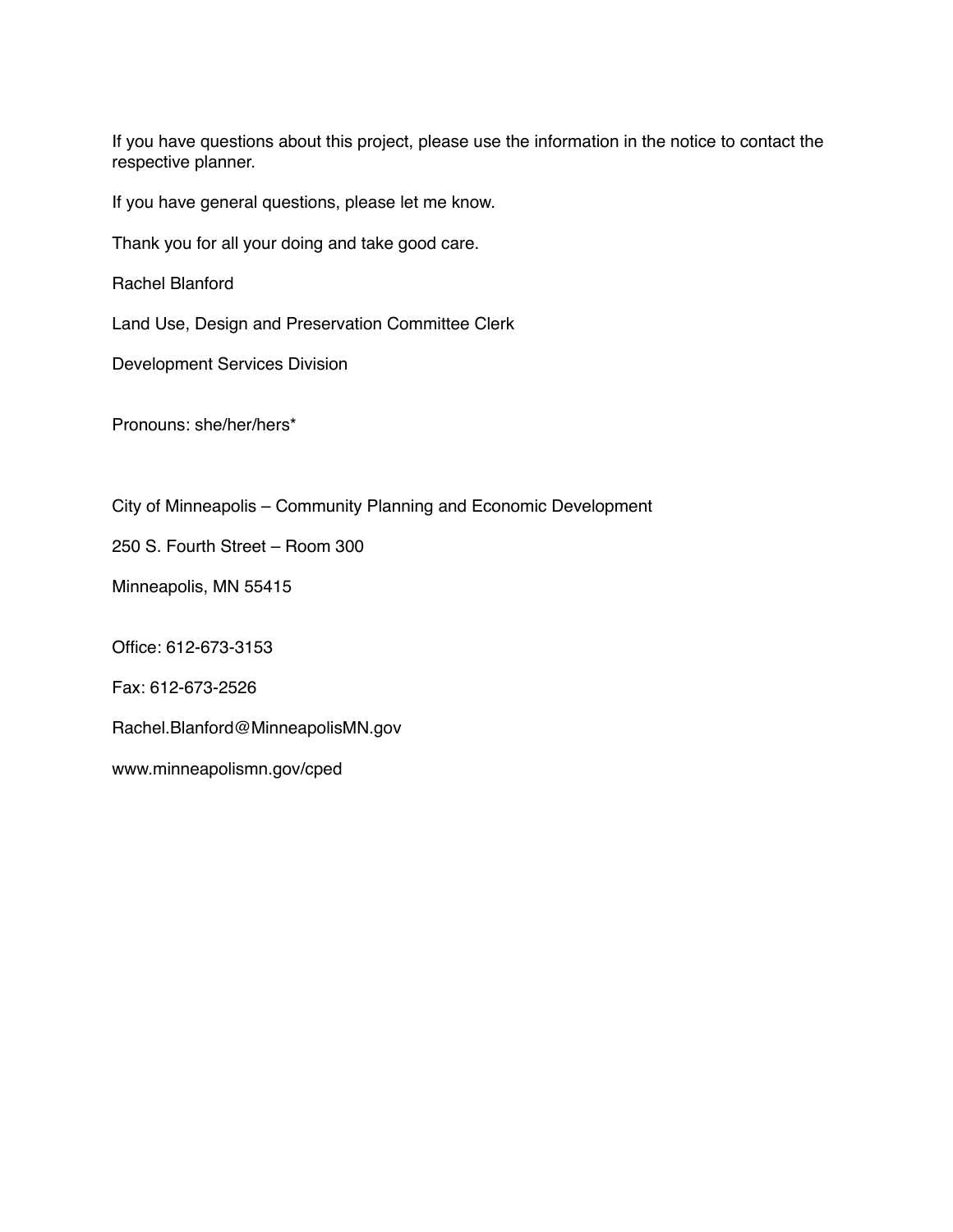If you have questions about this project, please use the information in the notice to contact the respective planner.

If you have general questions, please let me know.

Thank you for all your doing and take good care.

Rachel Blanford

Land Use, Design and Preservation Committee Clerk

Development Services Division

Pronouns: she/her/hers*

City of Minneapolis – Community Planning and Economic Development

250 S. Fourth Street – Room 300

Minneapolis, MN 55415

Office: 612-673-3153

Fax: 612-673-2526

Rachel.Blanford@MinneapolisMN.gov

www.minneapolismn.gov/cped